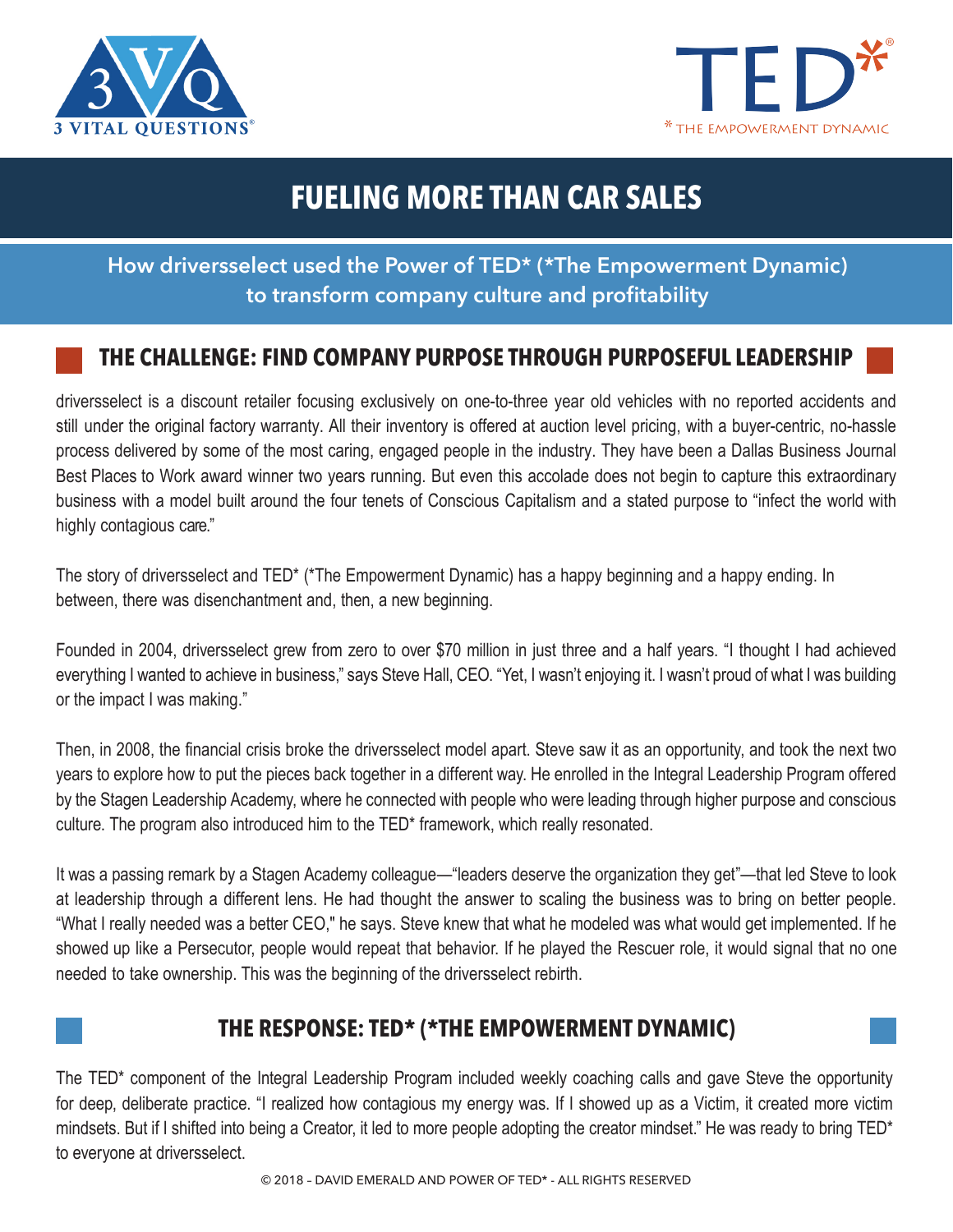3VQ
3 VITAL QUESTIONS®

TED*
* THE EMPOWERMENT DYNAMIC

# FUELING MORE THAN CAR SALES

**How driversselect used the Power of TED* (*The Empowerment Dynamic) to transform company culture and profitability**

## THE CHALLENGE: FIND COMPANY PURPOSE THROUGH PURPOSEFUL LEADERSHIP

driversselect is a discount retailer focusing exclusively on one-to-three year old vehicles with no reported accidents and still under the original factory warranty. All their inventory is offered at auction level pricing, with a buyer-centric, no-hassle process delivered by some of the most caring, engaged people in the industry. They have been a Dallas Business Journal Best Places to Work award winner two years running. But even this accolade does not begin to capture this extraordinary business with a model built around the four tenets of Conscious Capitalism and a stated purpose to "infect the world with highly contagious care."

The story of driversselect and TED* (*The Empowerment Dynamic) has a happy beginning and a happy ending. In between, there was disenchantment and, then, a new beginning.

Founded in 2004, driversselect grew from zero to over $70 million in just three and a half years. "I thought I had achieved everything I wanted to achieve in business," says Steve Hall, CEO. "Yet, I wasn't enjoying it. I wasn't proud of what I was building or the impact I was making."

Then, in 2008, the financial crisis broke the driversselect model apart. Steve saw it as an opportunity, and took the next two years to explore how to put the pieces back together in a different way. He enrolled in the Integral Leadership Program offered by the Stagen Leadership Academy, where he connected with people who were leading through higher purpose and conscious culture. The program also introduced him to the TED* framework, which really resonated.

It was a passing remark by a Stagen Academy colleague—"leaders deserve the organization they get"—that led Steve to look at leadership through a different lens. He had thought the answer to scaling the business was to bring on better people. "What I really needed was a better CEO," he says. Steve knew that what he modeled was what would get implemented. If he showed up like a Persecutor, people would repeat that behavior. If he played the Rescuer role, it would signal that no one needed to take ownership. This was the beginning of the driversselect rebirth.

## THE RESPONSE: TED* (*THE EMPOWERMENT DYNAMIC)

The TED* component of the Integral Leadership Program included weekly coaching calls and gave Steve the opportunity for deep, deliberate practice. "I realized how contagious my energy was. If I showed up as a Victim, it created more victim mindsets. But if I shifted into being a Creator, it led to more people adopting the creator mindset." He was ready to bring TED* to everyone at driversselect.

© 2018 – DAVID EMERALD AND POWER OF TED* - ALL RIGHTS RESERVED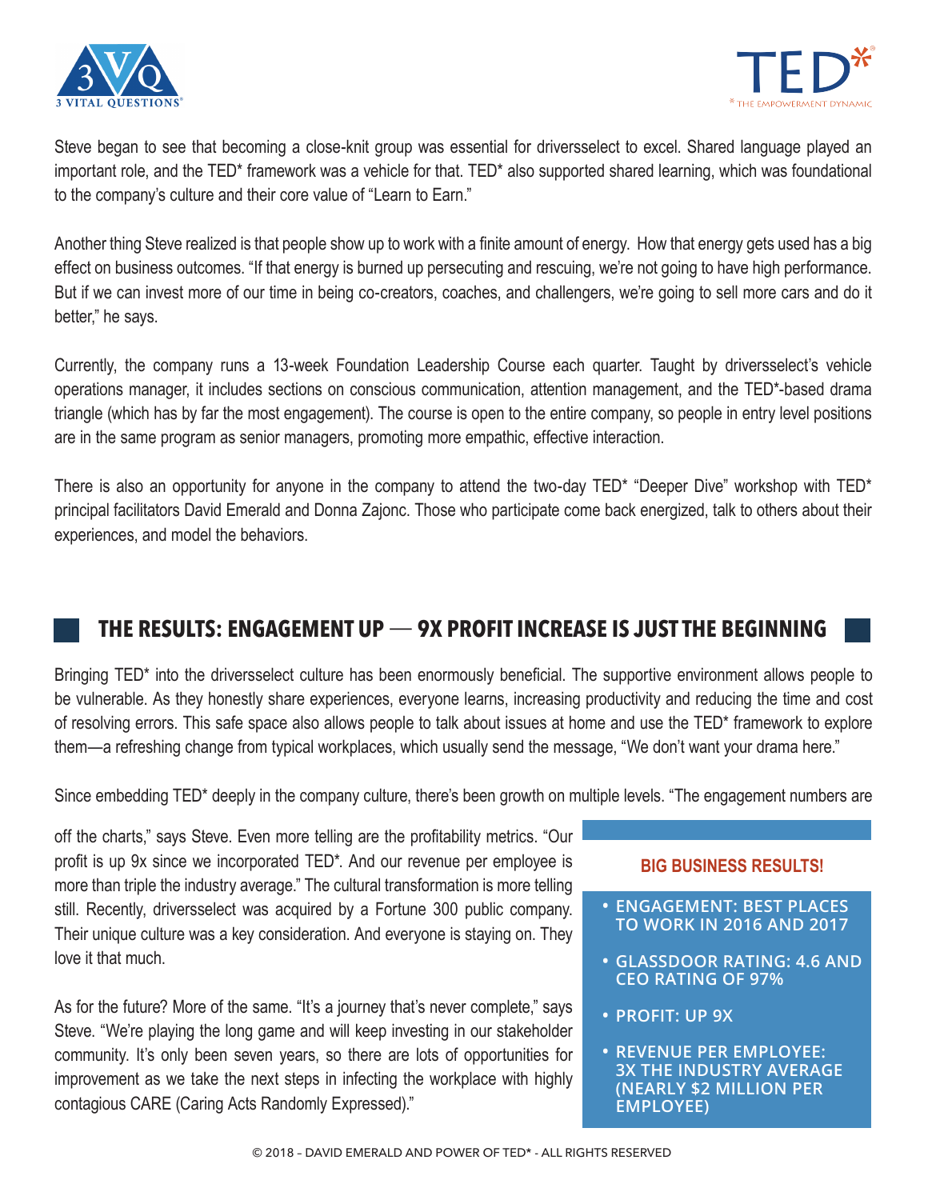Steve began to see that becoming a close-knit group was essential for driversselect to excel. Shared language played an important role, and the TED* framework was a vehicle for that. TED* also supported shared learning, which was foundational to the company's culture and their core value of "Learn to Earn."

Another thing Steve realized is that people show up to work with a finite amount of energy. How that energy gets used has a big effect on business outcomes. "If that energy is burned up persecuting and rescuing, we're not going to have high performance. But if we can invest more of our time in being co-creators, coaches, and challengers, we're going to sell more cars and do it better," he says.

Currently, the company runs a 13-week Foundation Leadership Course each quarter. Taught by driversselect's vehicle operations manager, it includes sections on conscious communication, attention management, and the TED*-based drama triangle (which has by far the most engagement). The course is open to the entire company, so people in entry level positions are in the same program as senior managers, promoting more empathic, effective interaction.

There is also an opportunity for anyone in the company to attend the two-day TED* "Deeper Dive" workshop with TED* principal facilitators David Emerald and Donna Zajonc. Those who participate come back energized, talk to others about their experiences, and model the behaviors.

## THE RESULTS: ENGAGEMENT UP — 9X PROFIT INCREASE IS JUST THE BEGINNING

Bringing TED* into the driversselect culture has been enormously beneficial. The supportive environment allows people to be vulnerable. As they honestly share experiences, everyone learns, increasing productivity and reducing the time and cost of resolving errors. This safe space also allows people to talk about issues at home and use the TED* framework to explore them—a refreshing change from typical workplaces, which usually send the message, "We don't want your drama here."

Since embedding TED* deeply in the company culture, there's been growth on multiple levels. "The engagement numbers are off the charts," says Steve. Even more telling are the profitability metrics. "Our profit is up 9x since we incorporated TED*. And our revenue per employee is more than triple the industry average." The cultural transformation is more telling still. Recently, driversselect was acquired by a Fortune 300 public company. Their unique culture was a key consideration. And everyone is staying on. They love it that much.

As for the future? More of the same. "It's a journey that's never complete," says Steve. "We're playing the long game and will keep investing in our stakeholder community. It's only been seven years, so there are lots of opportunities for improvement as we take the next steps in infecting the workplace with highly contagious CARE (Caring Acts Randomly Expressed)."

**BIG BUSINESS RESULTS!**

- **ENGAGEMENT: BEST PLACES TO WORK IN 2016 AND 2017**
- **GLASSDOOR RATING: 4.6 AND CEO RATING OF 97%**
- **PROFIT: UP 9X**
- **REVENUE PER EMPLOYEE: 3X THE INDUSTRY AVERAGE (NEARLY $2 MILLION PER EMPLOYEE)**

© 2018 – DAVID EMERALD AND POWER OF TED* - ALL RIGHTS RESERVED